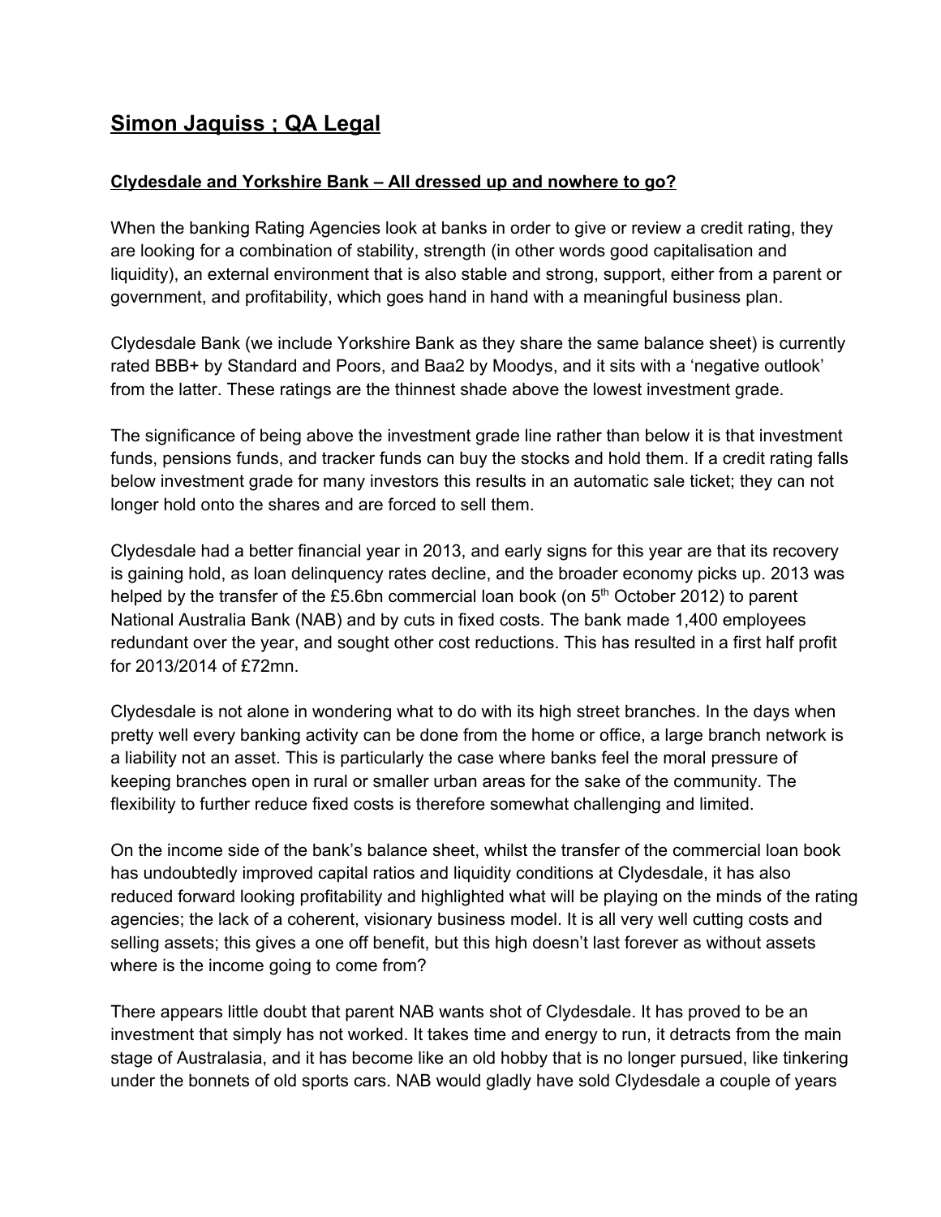# Simon Jaquiss ; QA Legal

## Clydesdale and Yorkshire Bank – All dressed up and nowhere to go?

When the banking Rating Agencies look at banks in order to give or review a credit rating, they are looking for a combination of stability, strength (in other words good capitalisation and liquidity), an external environment that is also stable and strong, support, either from a parent or government, and profitability, which goes hand in hand with a meaningful business plan.

Clydesdale Bank (we include Yorkshire Bank as they share the same balance sheet) is currently rated BBB+ by Standard and Poors, and Baa2 by Moodys, and it sits with a 'negative outlook' from the latter. These ratings are the thinnest shade above the lowest investment grade.

The significance of being above the investment grade line rather than below it is that investment funds, pensions funds, and tracker funds can buy the stocks and hold them. If a credit rating falls below investment grade for many investors this results in an automatic sale ticket; they can not longer hold onto the shares and are forced to sell them.

Clydesdale had a better financial year in 2013, and early signs for this year are that its recovery is gaining hold, as loan delinquency rates decline, and the broader economy picks up. 2013 was helped by the transfer of the £5.6bn commercial loan book (on 5th October 2012) to parent National Australia Bank (NAB) and by cuts in fixed costs. The bank made 1,400 employees redundant over the year, and sought other cost reductions. This has resulted in a first half profit for 2013/2014 of £72mn.

Clydesdale is not alone in wondering what to do with its high street branches. In the days when pretty well every banking activity can be done from the home or office, a large branch network is a liability not an asset. This is particularly the case where banks feel the moral pressure of keeping branches open in rural or smaller urban areas for the sake of the community. The flexibility to further reduce fixed costs is therefore somewhat challenging and limited.

On the income side of the bank's balance sheet, whilst the transfer of the commercial loan book has undoubtedly improved capital ratios and liquidity conditions at Clydesdale, it has also reduced forward looking profitability and highlighted what will be playing on the minds of the rating agencies; the lack of a coherent, visionary business model. It is all very well cutting costs and selling assets; this gives a one off benefit, but this high doesn't last forever as without assets where is the income going to come from?

There appears little doubt that parent NAB wants shot of Clydesdale. It has proved to be an investment that simply has not worked. It takes time and energy to run, it detracts from the main stage of Australasia, and it has become like an old hobby that is no longer pursued, like tinkering under the bonnets of old sports cars. NAB would gladly have sold Clydesdale a couple of years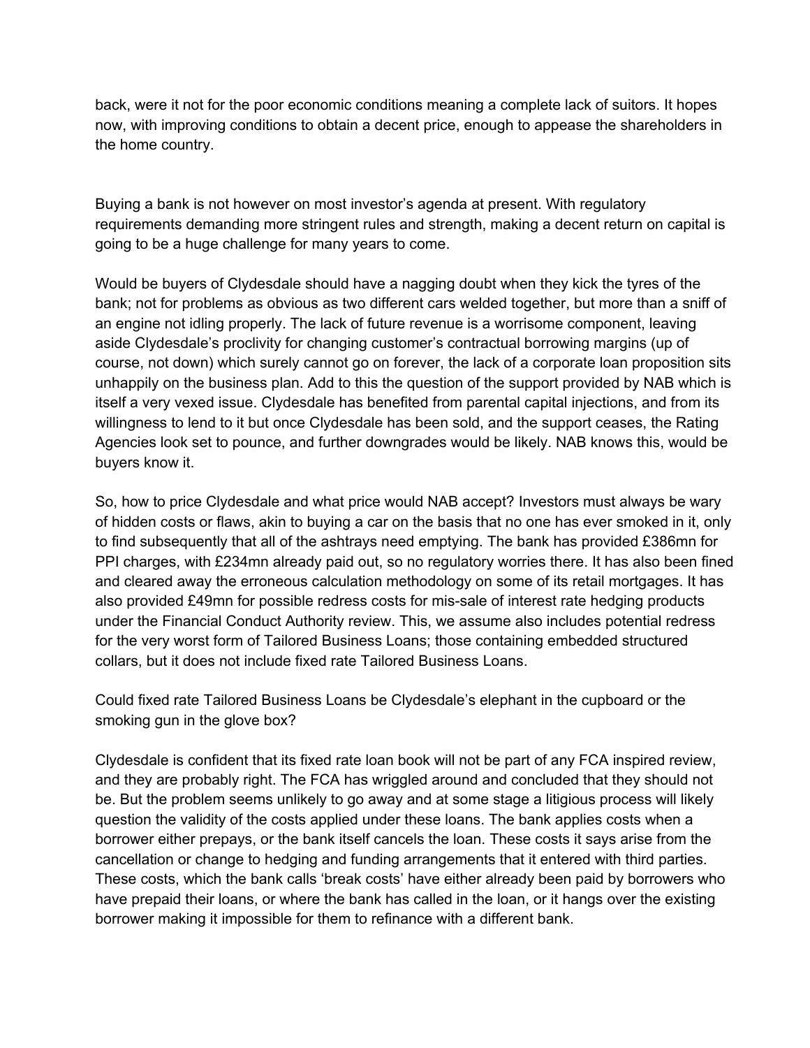back, were it not for the poor economic conditions meaning a complete lack of suitors. It hopes now, with improving conditions to obtain a decent price, enough to appease the shareholders in the home country.

Buying a bank is not however on most investor's agenda at present. With regulatory requirements demanding more stringent rules and strength, making a decent return on capital is going to be a huge challenge for many years to come.

Would be buyers of Clydesdale should have a nagging doubt when they kick the tyres of the bank; not for problems as obvious as two different cars welded together, but more than a sniff of an engine not idling properly. The lack of future revenue is a worrisome component, leaving aside Clydesdale's proclivity for changing customer's contractual borrowing margins (up of course, not down) which surely cannot go on forever, the lack of a corporate loan proposition sits unhappily on the business plan. Add to this the question of the support provided by NAB which is itself a very vexed issue. Clydesdale has benefited from parental capital injections, and from its willingness to lend to it but once Clydesdale has been sold, and the support ceases, the Rating Agencies look set to pounce, and further downgrades would be likely. NAB knows this, would be buyers know it.

So, how to price Clydesdale and what price would NAB accept? Investors must always be wary of hidden costs or flaws, akin to buying a car on the basis that no one has ever smoked in it, only to find subsequently that all of the ashtrays need emptying. The bank has provided £386mn for PPI charges, with £234mn already paid out, so no regulatory worries there. It has also been fined and cleared away the erroneous calculation methodology on some of its retail mortgages. It has also provided £49mn for possible redress costs for mis-sale of interest rate hedging products under the Financial Conduct Authority review. This, we assume also includes potential redress for the very worst form of Tailored Business Loans; those containing embedded structured collars, but it does not include fixed rate Tailored Business Loans.

Could fixed rate Tailored Business Loans be Clydesdale's elephant in the cupboard or the smoking gun in the glove box?

Clydesdale is confident that its fixed rate loan book will not be part of any FCA inspired review, and they are probably right. The FCA has wriggled around and concluded that they should not be. But the problem seems unlikely to go away and at some stage a litigious process will likely question the validity of the costs applied under these loans. The bank applies costs when a borrower either prepays, or the bank itself cancels the loan. These costs it says arise from the cancellation or change to hedging and funding arrangements that it entered with third parties. These costs, which the bank calls 'break costs' have either already been paid by borrowers who have prepaid their loans, or where the bank has called in the loan, or it hangs over the existing borrower making it impossible for them to refinance with a different bank.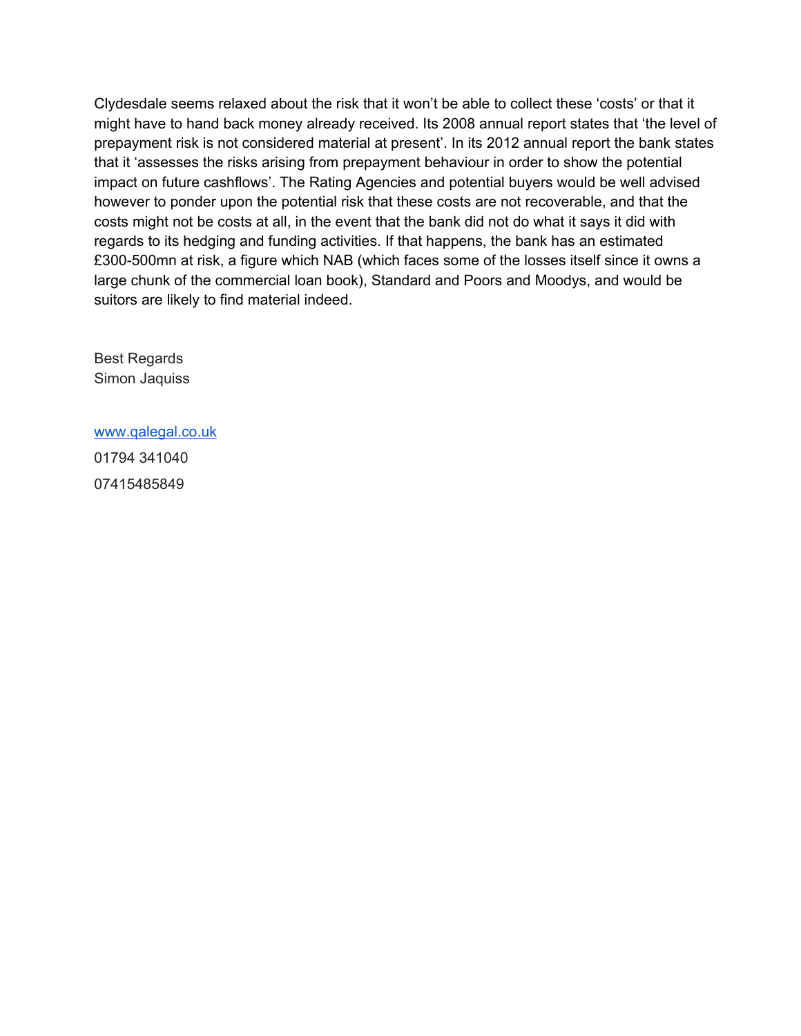Clydesdale seems relaxed about the risk that it won't be able to collect these 'costs' or that it might have to hand back money already received. Its 2008 annual report states that 'the level of prepayment risk is not considered material at present'. In its 2012 annual report the bank states that it 'assesses the risks arising from prepayment behaviour in order to show the potential impact on future cashflows'. The Rating Agencies and potential buyers would be well advised however to ponder upon the potential risk that these costs are not recoverable, and that the costs might not be costs at all, in the event that the bank did not do what it says it did with regards to its hedging and funding activities. If that happens, the bank has an estimated £300-500mn at risk, a figure which NAB (which faces some of the losses itself since it owns a large chunk of the commercial loan book), Standard and Poors and Moodys, and would be suitors are likely to find material indeed.

Best Regards
Simon Jaquiss

www.qalegal.co.uk

01794 341040

07415485849